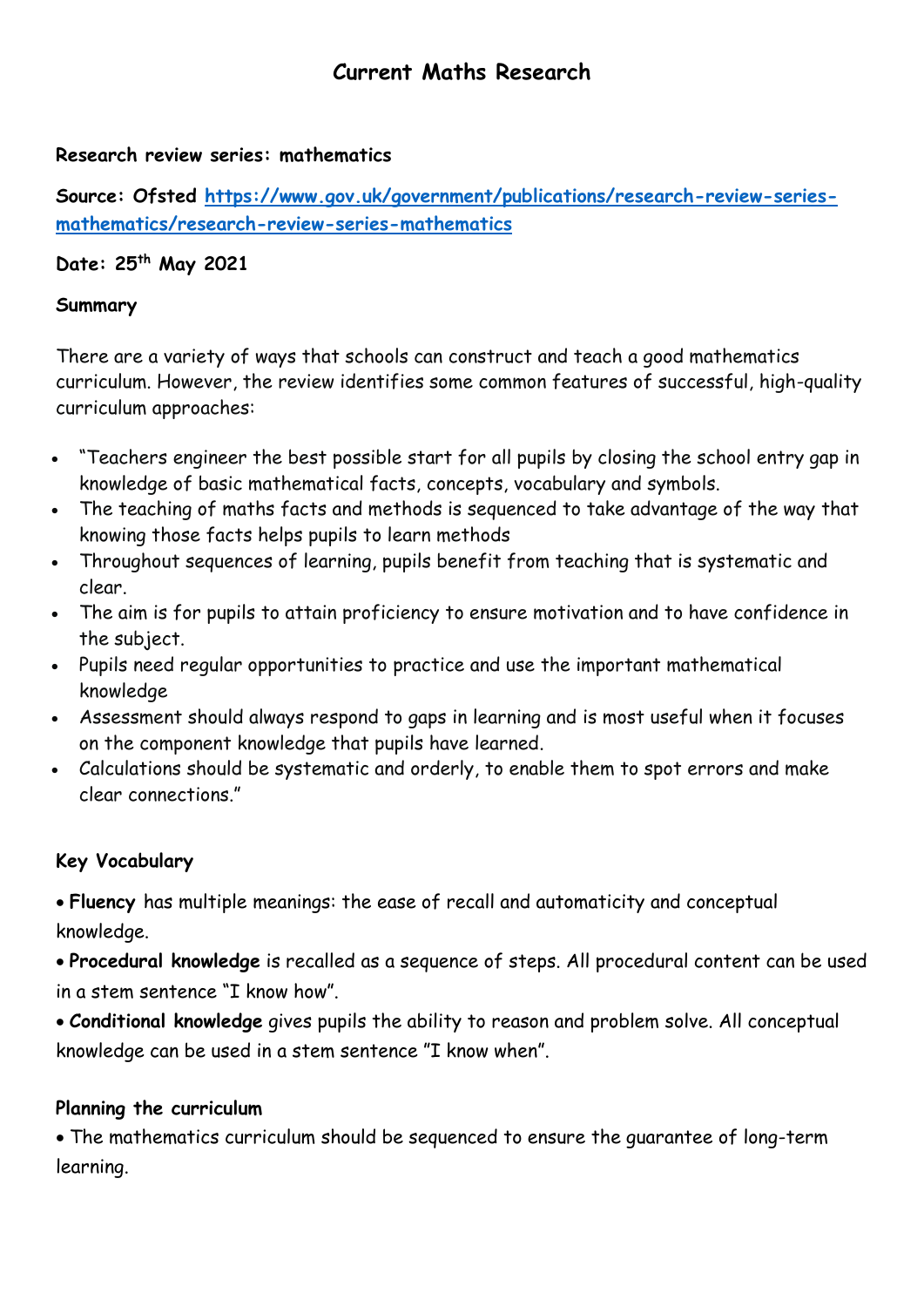# Current Maths Research

**Research review series: mathematics**

**Source: Ofsted [https://www.gov.uk/government/publications/research-review-series-mathematics/research-review-series-mathematics](https://www.gov.uk/government/publications/research-review-series-mathematics/research-review-series-mathematics)**

**Date: 25th May 2021**

**Summary**

There are a variety of ways that schools can construct and teach a good mathematics curriculum. However, the review identifies some common features of successful, high-quality curriculum approaches:

- "Teachers engineer the best possible start for all pupils by closing the school entry gap in knowledge of basic mathematical facts, concepts, vocabulary and symbols.
- The teaching of maths facts and methods is sequenced to take advantage of the way that knowing those facts helps pupils to learn methods
- Throughout sequences of learning, pupils benefit from teaching that is systematic and clear.
- The aim is for pupils to attain proficiency to ensure motivation and to have confidence in the subject.
- Pupils need regular opportunities to practice and use the important mathematical knowledge
- Assessment should always respond to gaps in learning and is most useful when it focuses on the component knowledge that pupils have learned.
- Calculations should be systematic and orderly, to enable them to spot errors and make clear connections."

**Key Vocabulary**

- **Fluency** has multiple meanings: the ease of recall and automaticity and conceptual knowledge.
- **Procedural knowledge** is recalled as a sequence of steps. All procedural content can be used in a stem sentence "I know how".
- **Conditional knowledge** gives pupils the ability to reason and problem solve. All conceptual knowledge can be used in a stem sentence "I know when".

**Planning the curriculum**

- The mathematics curriculum should be sequenced to ensure the guarantee of long-term learning.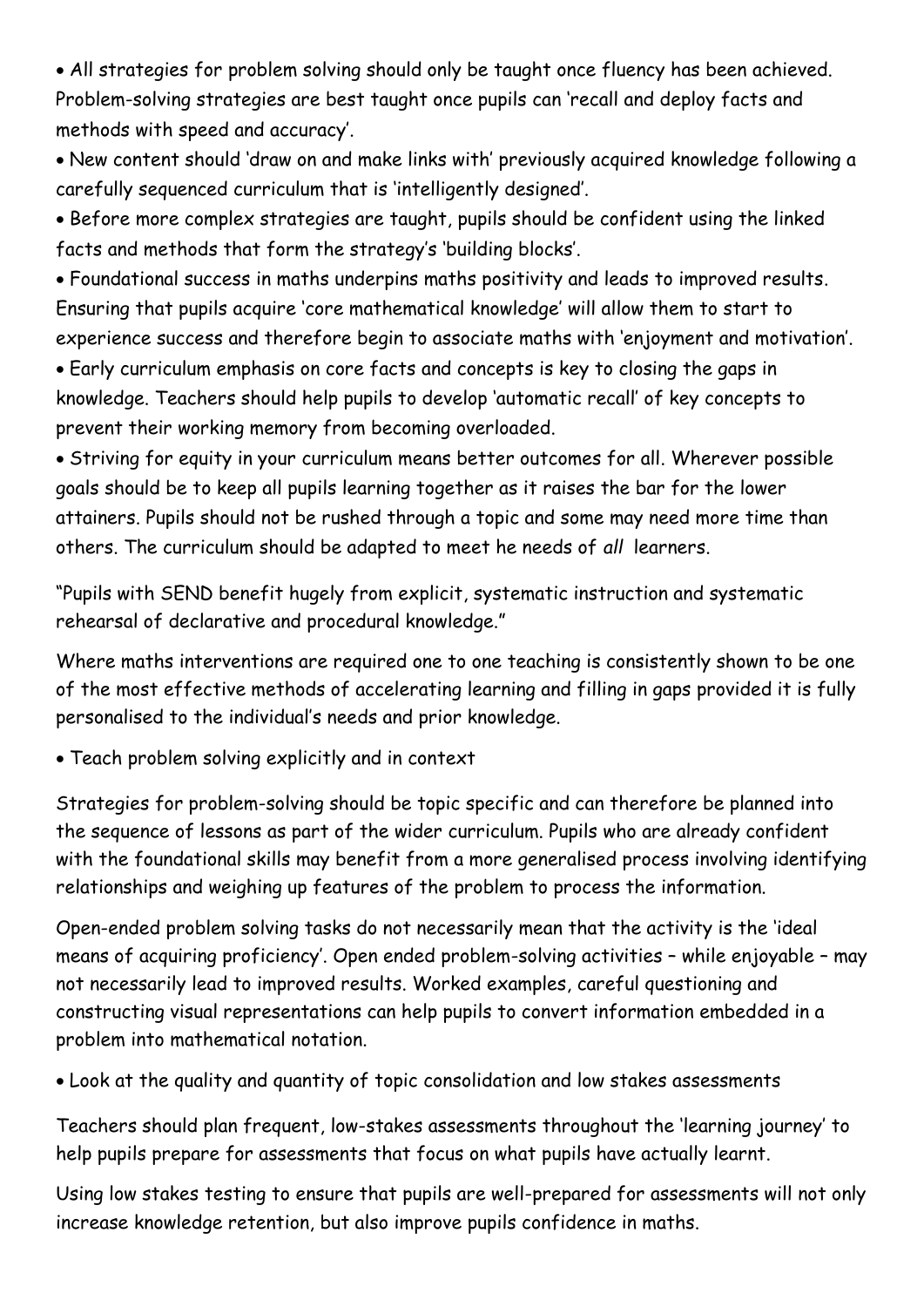- All strategies for problem solving should only be taught once fluency has been achieved. Problem-solving strategies are best taught once pupils can 'recall and deploy facts and methods with speed and accuracy'.
- New content should 'draw on and make links with' previously acquired knowledge following a carefully sequenced curriculum that is 'intelligently designed'.
- Before more complex strategies are taught, pupils should be confident using the linked facts and methods that form the strategy's 'building blocks'.
- Foundational success in maths underpins maths positivity and leads to improved results. Ensuring that pupils acquire 'core mathematical knowledge' will allow them to start to experience success and therefore begin to associate maths with 'enjoyment and motivation'.
- Early curriculum emphasis on core facts and concepts is key to closing the gaps in knowledge. Teachers should help pupils to develop 'automatic recall' of key concepts to prevent their working memory from becoming overloaded.
- Striving for equity in your curriculum means better outcomes for all. Wherever possible goals should be to keep all pupils learning together as it raises the bar for the lower attainers. Pupils should not be rushed through a topic and some may need more time than others. The curriculum should be adapted to meet he needs of *all* learners.

"Pupils with SEND benefit hugely from explicit, systematic instruction and systematic rehearsal of declarative and procedural knowledge."

Where maths interventions are required one to one teaching is consistently shown to be one of the most effective methods of accelerating learning and filling in gaps provided it is fully personalised to the individual's needs and prior knowledge.

- Teach problem solving explicitly and in context

Strategies for problem-solving should be topic specific and can therefore be planned into the sequence of lessons as part of the wider curriculum. Pupils who are already confident with the foundational skills may benefit from a more generalised process involving identifying relationships and weighing up features of the problem to process the information.

Open-ended problem solving tasks do not necessarily mean that the activity is the 'ideal means of acquiring proficiency'. Open ended problem-solving activities – while enjoyable – may not necessarily lead to improved results. Worked examples, careful questioning and constructing visual representations can help pupils to convert information embedded in a problem into mathematical notation.

- Look at the quality and quantity of topic consolidation and low stakes assessments

Teachers should plan frequent, low-stakes assessments throughout the 'learning journey' to help pupils prepare for assessments that focus on what pupils have actually learnt.

Using low stakes testing to ensure that pupils are well-prepared for assessments will not only increase knowledge retention, but also improve pupils confidence in maths.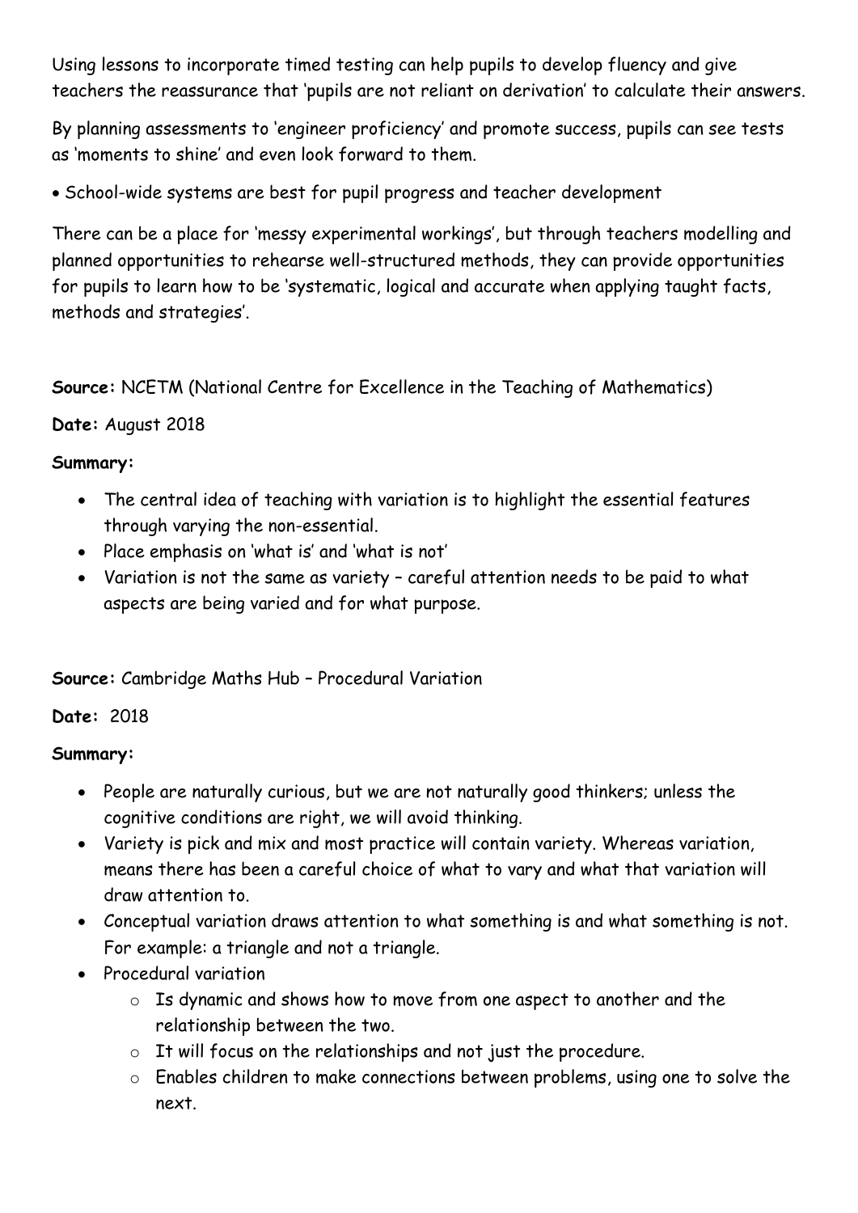Using lessons to incorporate timed testing can help pupils to develop fluency and give teachers the reassurance that 'pupils are not reliant on derivation' to calculate their answers.

By planning assessments to 'engineer proficiency' and promote success, pupils can see tests as 'moments to shine' and even look forward to them.

- School-wide systems are best for pupil progress and teacher development

There can be a place for 'messy experimental workings', but through teachers modelling and planned opportunities to rehearse well-structured methods, they can provide opportunities for pupils to learn how to be 'systematic, logical and accurate when applying taught facts, methods and strategies'.

**Source:** NCETM (National Centre for Excellence in the Teaching of Mathematics)

**Date:** August 2018

**Summary:**

- The central idea of teaching with variation is to highlight the essential features through varying the non-essential.
- Place emphasis on 'what is' and 'what is not'
- Variation is not the same as variety – careful attention needs to be paid to what aspects are being varied and for what purpose.

**Source:** Cambridge Maths Hub – Procedural Variation

**Date:** 2018

**Summary:**

- People are naturally curious, but we are not naturally good thinkers; unless the cognitive conditions are right, we will avoid thinking.
- Variety is pick and mix and most practice will contain variety. Whereas variation, means there has been a careful choice of what to vary and what that variation will draw attention to.
- Conceptual variation draws attention to what something is and what something is not. For example: a triangle and not a triangle.
- Procedural variation
  - Is dynamic and shows how to move from one aspect to another and the relationship between the two.
  - It will focus on the relationships and not just the procedure.
  - Enables children to make connections between problems, using one to solve the next.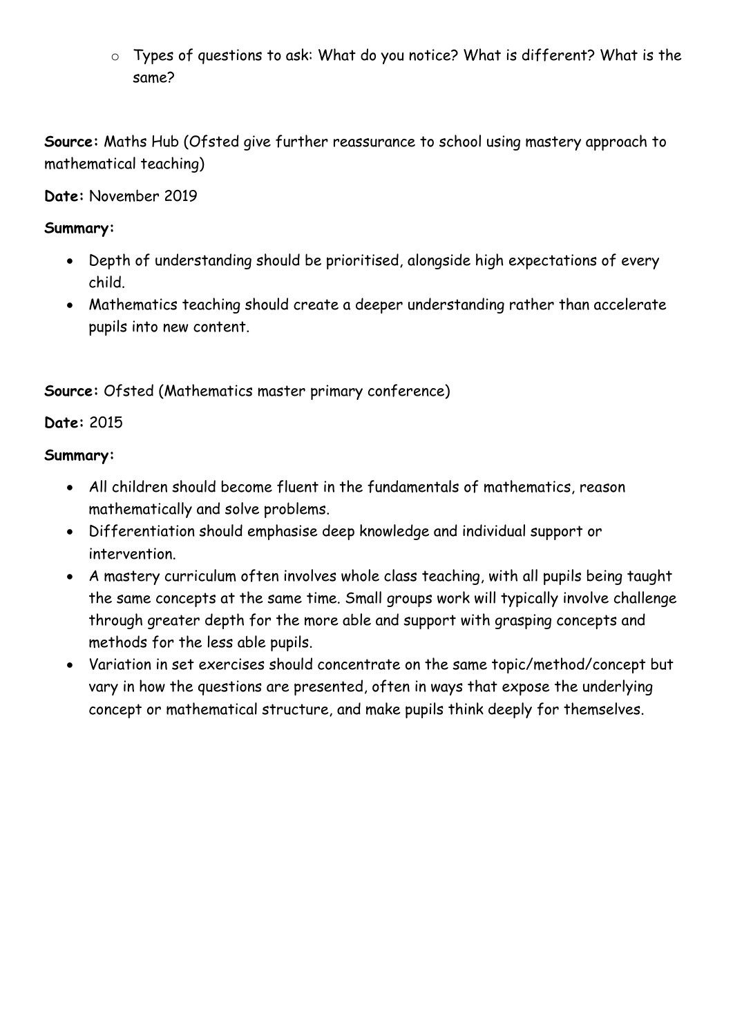- Types of questions to ask: What do you notice? What is different? What is the same?

**Source:** Maths Hub (Ofsted give further reassurance to school using mastery approach to mathematical teaching)

**Date:** November 2019

**Summary:**

- Depth of understanding should be prioritised, alongside high expectations of every child.
- Mathematics teaching should create a deeper understanding rather than accelerate pupils into new content.

**Source:** Ofsted (Mathematics master primary conference)

**Date:** 2015

**Summary:**

- All children should become fluent in the fundamentals of mathematics, reason mathematically and solve problems.
- Differentiation should emphasise deep knowledge and individual support or intervention.
- A mastery curriculum often involves whole class teaching, with all pupils being taught the same concepts at the same time. Small groups work will typically involve challenge through greater depth for the more able and support with grasping concepts and methods for the less able pupils.
- Variation in set exercises should concentrate on the same topic/method/concept but vary in how the questions are presented, often in ways that expose the underlying concept or mathematical structure, and make pupils think deeply for themselves.